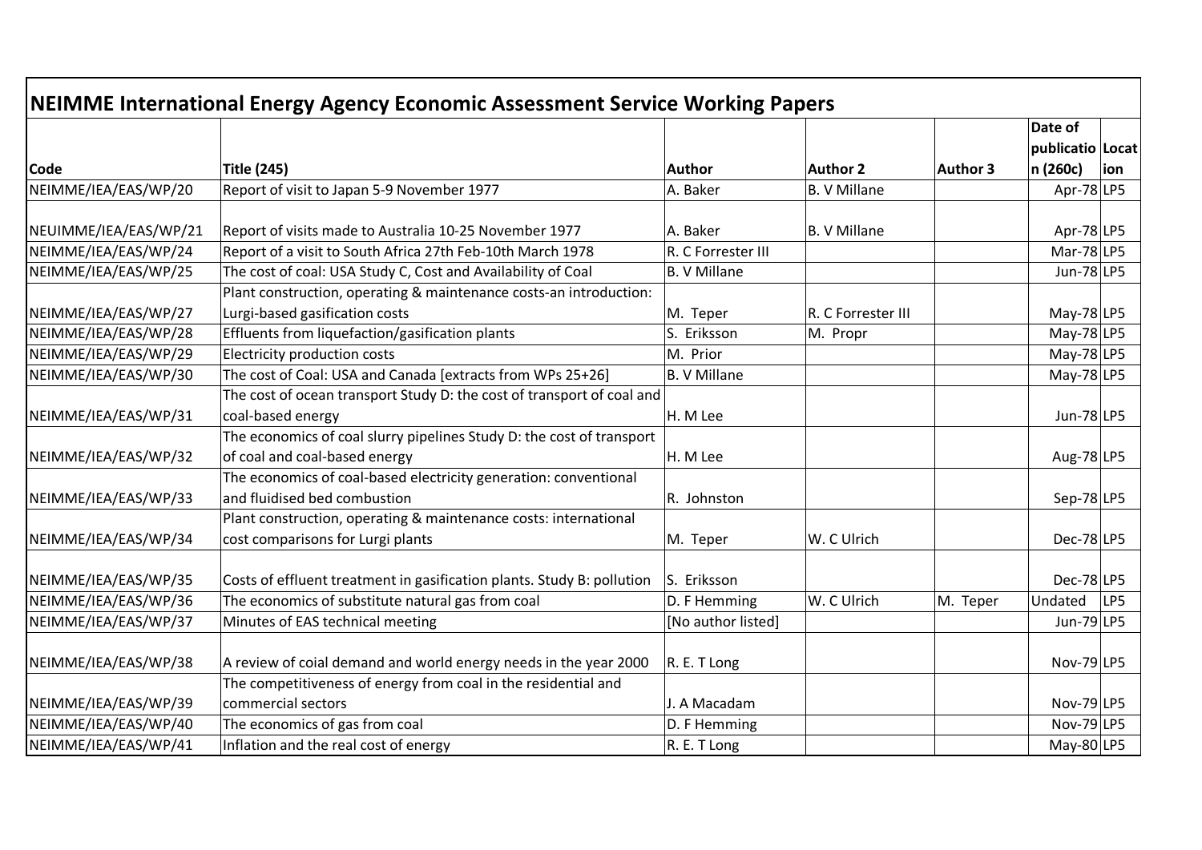# NEIMME International Energy Agency Economic Assessment Service Working Papers

| Code | Title (245) | Author | Author 2 | Author 3 | Date of publication (260c) | Location |
|---|---|---|---|---|---|---|
| NEIMME/IEA/EAS/WP/20 | Report of visit to Japan 5-9 November 1977 | A. Baker | B. V Millane | | Apr-78 | LP5 |
| NEUIMME/IEA/EAS/WP/21 | Report of visits made to Australia 10-25 November 1977 | A. Baker | B. V Millane | | Apr-78 | LP5 |
| NEIMME/IEA/EAS/WP/24 | Report of a visit to South Africa 27th Feb-10th March 1978 | R. C Forrester III | | | Mar-78 | LP5 |
| NEIMME/IEA/EAS/WP/25 | The cost of coal: USA Study C, Cost and Availability of Coal | B. V Millane | | | Jun-78 | LP5 |
| NEIMME/IEA/EAS/WP/27 | Plant construction, operating & maintenance costs-an introduction: Lurgi-based gasification costs | M. Teper | R. C Forrester III | | May-78 | LP5 |
| NEIMME/IEA/EAS/WP/28 | Effluents from liquefaction/gasification plants | S. Eriksson | M. Propr | | May-78 | LP5 |
| NEIMME/IEA/EAS/WP/29 | Electricity production costs | M. Prior | | | May-78 | LP5 |
| NEIMME/IEA/EAS/WP/30 | The cost of Coal: USA and Canada [extracts from WPs 25+26] | B. V Millane | | | May-78 | LP5 |
| NEIMME/IEA/EAS/WP/31 | The cost of ocean transport Study D: the cost of transport of coal and coal-based energy | H. M Lee | | | Jun-78 | LP5 |
| NEIMME/IEA/EAS/WP/32 | The economics of coal slurry pipelines Study D: the cost of transport of coal and coal-based energy | H. M Lee | | | Aug-78 | LP5 |
| NEIMME/IEA/EAS/WP/33 | The economics of coal-based electricity generation: conventional and fluidised bed combustion | R. Johnston | | | Sep-78 | LP5 |
| NEIMME/IEA/EAS/WP/34 | Plant construction, operating & maintenance costs: international cost comparisons for Lurgi plants | M. Teper | W. C Ulrich | | Dec-78 | LP5 |
| NEIMME/IEA/EAS/WP/35 | Costs of effluent treatment in gasification plants. Study B: pollution | S. Eriksson | | | Dec-78 | LP5 |
| NEIMME/IEA/EAS/WP/36 | The economics of substitute natural gas from coal | D. F Hemming | W. C Ulrich | M. Teper | Undated | LP5 |
| NEIMME/IEA/EAS/WP/37 | Minutes of EAS technical meeting | [No author listed] | | | Jun-79 | LP5 |
| NEIMME/IEA/EAS/WP/38 | A review of coial demand and world energy needs in the year 2000 | R. E. T Long | | | Nov-79 | LP5 |
| NEIMME/IEA/EAS/WP/39 | The competitiveness of energy from coal in the residential and commercial sectors | J. A Macadam | | | Nov-79 | LP5 |
| NEIMME/IEA/EAS/WP/40 | The economics of gas from coal | D. F Hemming | | | Nov-79 | LP5 |
| NEIMME/IEA/EAS/WP/41 | Inflation and the real cost of energy | R. E. T Long | | | May-80 | LP5 |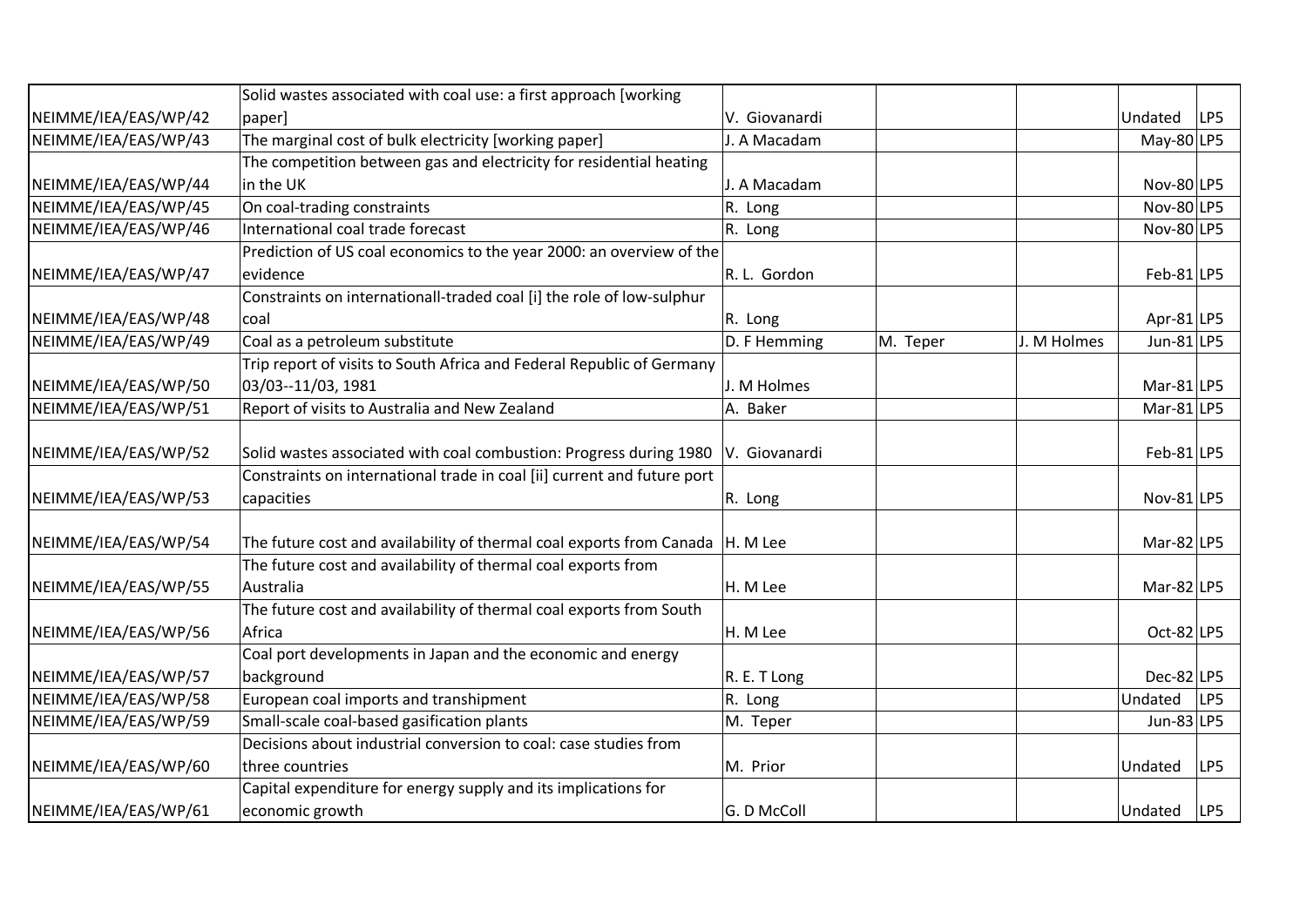| | | | | | | |
|---|---|---|---|---|---|---|
| NEIMME/IEA/EAS/WP/42 | Solid wastes associated with coal use: a first approach [working paper] | V. Giovanardi | | | Undated | LP5 |
| NEIMME/IEA/EAS/WP/43 | The marginal cost of bulk electricity [working paper] | J. A Macadam | | | May-80 | LP5 |
| NEIMME/IEA/EAS/WP/44 | The competition between gas and electricity for residential heating in the UK | J. A Macadam | | | Nov-80 | LP5 |
| NEIMME/IEA/EAS/WP/45 | On coal-trading constraints | R. Long | | | Nov-80 | LP5 |
| NEIMME/IEA/EAS/WP/46 | International coal trade forecast | R. Long | | | Nov-80 | LP5 |
| NEIMME/IEA/EAS/WP/47 | Prediction of US coal economics to the year 2000: an overview of the evidence | R. L. Gordon | | | Feb-81 | LP5 |
| NEIMME/IEA/EAS/WP/48 | Constraints on internationall-traded coal [i] the role of low-sulphur coal | R. Long | | | Apr-81 | LP5 |
| NEIMME/IEA/EAS/WP/49 | Coal as a petroleum substitute | D. F Hemming | M. Teper | J. M Holmes | Jun-81 | LP5 |
| NEIMME/IEA/EAS/WP/50 | Trip report of visits to South Africa and Federal Republic of Germany 03/03--11/03, 1981 | J. M Holmes | | | Mar-81 | LP5 |
| NEIMME/IEA/EAS/WP/51 | Report of visits to Australia and New Zealand | A. Baker | | | Mar-81 | LP5 |
| NEIMME/IEA/EAS/WP/52 | Solid wastes associated with coal combustion: Progress during 1980 | V. Giovanardi | | | Feb-81 | LP5 |
| NEIMME/IEA/EAS/WP/53 | Constraints on international trade in coal [ii] current and future port capacities | R. Long | | | Nov-81 | LP5 |
| NEIMME/IEA/EAS/WP/54 | The future cost and availability of thermal coal exports from Canada | H. M Lee | | | Mar-82 | LP5 |
| NEIMME/IEA/EAS/WP/55 | The future cost and availability of thermal coal exports from Australia | H. M Lee | | | Mar-82 | LP5 |
| NEIMME/IEA/EAS/WP/56 | The future cost and availability of thermal coal exports from South Africa | H. M Lee | | | Oct-82 | LP5 |
| NEIMME/IEA/EAS/WP/57 | Coal port developments in Japan and the economic and energy background | R. E. T Long | | | Dec-82 | LP5 |
| NEIMME/IEA/EAS/WP/58 | European coal imports and transhipment | R. Long | | | Undated | LP5 |
| NEIMME/IEA/EAS/WP/59 | Small-scale coal-based gasification plants | M. Teper | | | Jun-83 | LP5 |
| NEIMME/IEA/EAS/WP/60 | Decisions about industrial conversion to coal: case studies from three countries | M. Prior | | | Undated | LP5 |
| NEIMME/IEA/EAS/WP/61 | Capital expenditure for energy supply and its implications for economic growth | G. D McColl | | | Undated | LP5 |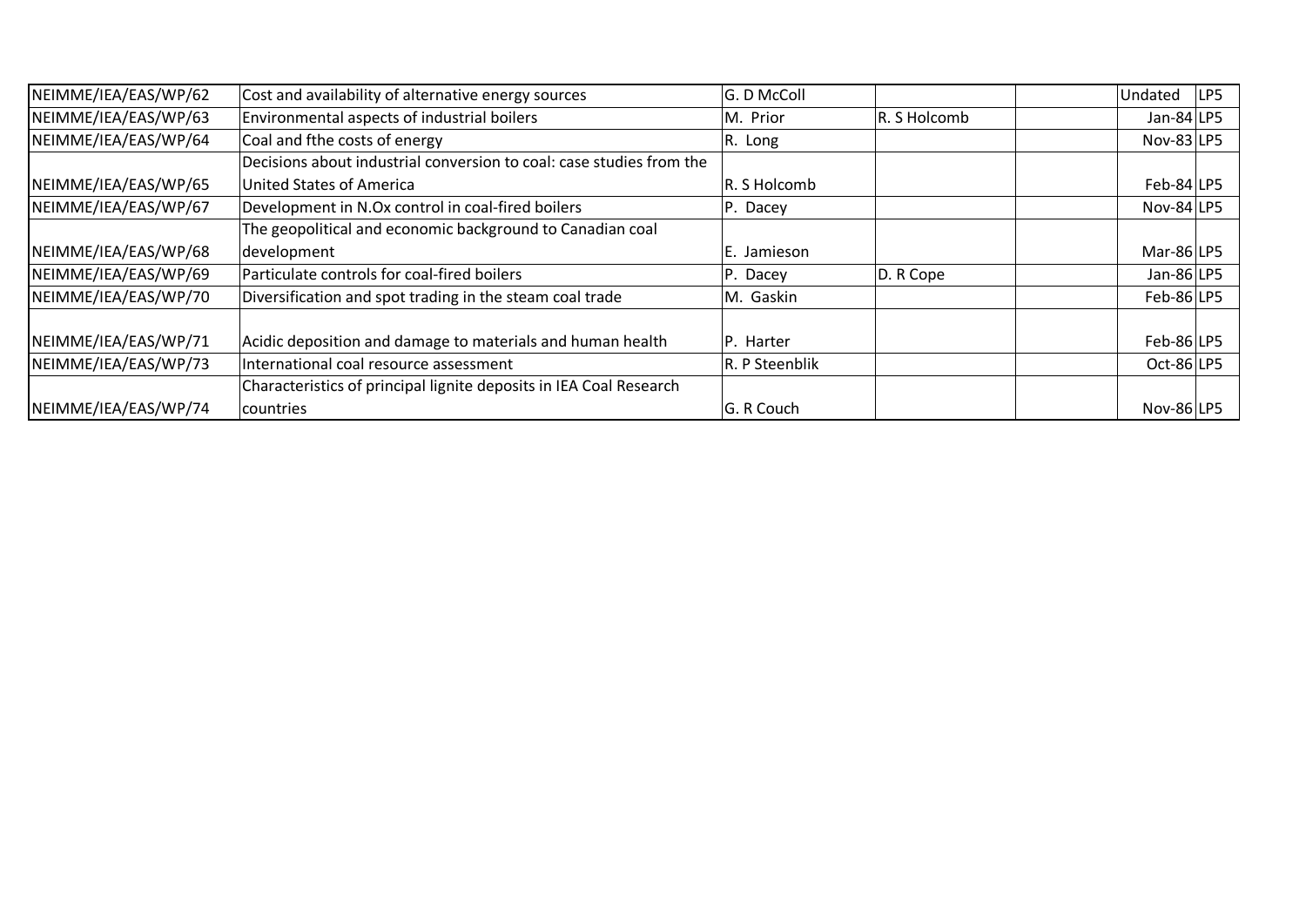| | | | | | | |
|---|---|---|---|---|---|---|
| NEIMME/IEA/EAS/WP/62 | Cost and availability of alternative energy sources | G. D McColl | | | Undated | LP5 |
| NEIMME/IEA/EAS/WP/63 | Environmental aspects of industrial boilers | M. Prior | R. S Holcomb | | Jan-84 | LP5 |
| NEIMME/IEA/EAS/WP/64 | Coal and fthe costs of energy | R. Long | | | Nov-83 | LP5 |
| NEIMME/IEA/EAS/WP/65 | Decisions about industrial conversion to coal: case studies from the United States of America | R. S Holcomb | | | Feb-84 | LP5 |
| NEIMME/IEA/EAS/WP/67 | Development in N.Ox control in coal-fired boilers | P. Dacey | | | Nov-84 | LP5 |
| NEIMME/IEA/EAS/WP/68 | The geopolitical and economic background to Canadian coal development | E. Jamieson | | | Mar-86 | LP5 |
| NEIMME/IEA/EAS/WP/69 | Particulate controls for coal-fired boilers | P. Dacey | D. R Cope | | Jan-86 | LP5 |
| NEIMME/IEA/EAS/WP/70 | Diversification and spot trading in the steam coal trade | M. Gaskin | | | Feb-86 | LP5 |
| NEIMME/IEA/EAS/WP/71 | Acidic deposition and damage to materials and human health | P. Harter | | | Feb-86 | LP5 |
| NEIMME/IEA/EAS/WP/73 | International coal resource assessment | R. P Steenblik | | | Oct-86 | LP5 |
| NEIMME/IEA/EAS/WP/74 | Characteristics of principal lignite deposits in IEA Coal Research countries | G. R Couch | | | Nov-86 | LP5 |